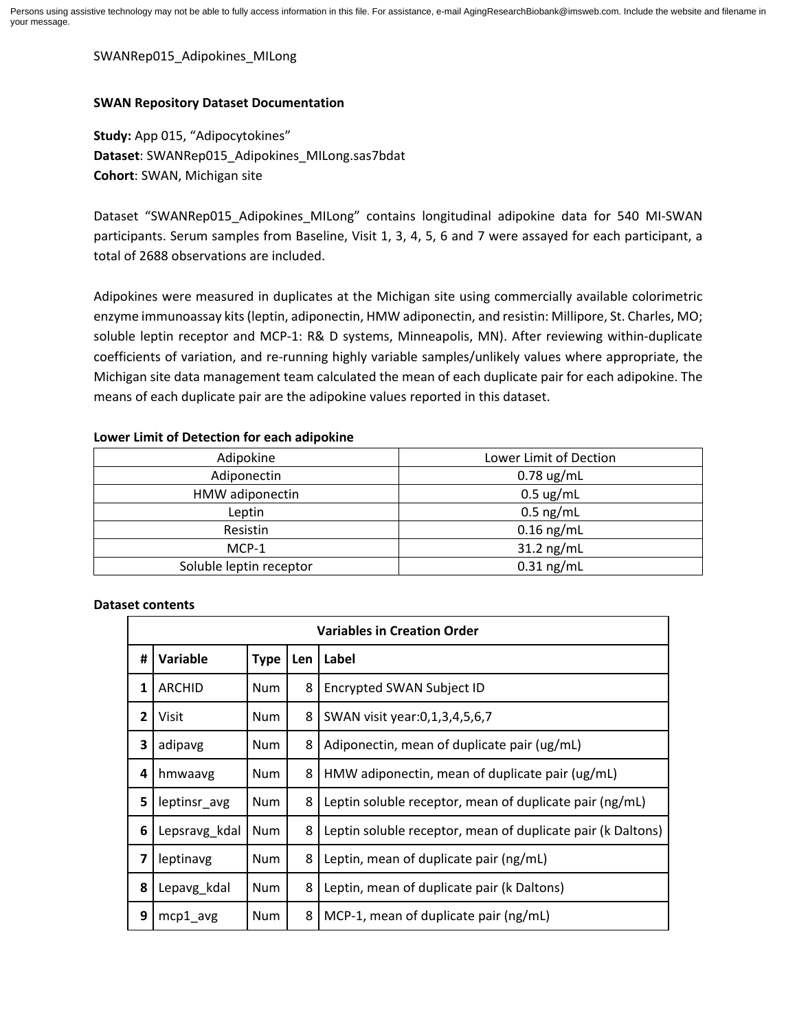Persons using assistive technology may not be able to fully access information in this file. For assistance, e-mail AgingResearchBiobank@imsweb.com. Include the website and filename in your message.

SWANRep015_Adipokines_MILong

**SWAN Repository Dataset Documentation**

**Study:** App 015, "Adipocytokines"
**Dataset**: SWANRep015_Adipokines_MILong.sas7bdat
**Cohort**: SWAN, Michigan site

Dataset "SWANRep015_Adipokines_MILong" contains longitudinal adipokine data for 540 MI-SWAN participants. Serum samples from Baseline, Visit 1, 3, 4, 5, 6 and 7 were assayed for each participant, a total of 2688 observations are included.

Adipokines were measured in duplicates at the Michigan site using commercially available colorimetric enzyme immunoassay kits (leptin, adiponectin, HMW adiponectin, and resistin: Millipore, St. Charles, MO; soluble leptin receptor and MCP-1: R& D systems, Minneapolis, MN). After reviewing within-duplicate coefficients of variation, and re-running highly variable samples/unlikely values where appropriate, the Michigan site data management team calculated the mean of each duplicate pair for each adipokine. The means of each duplicate pair are the adipokine values reported in this dataset.

**Lower Limit of Detection for each adipokine**

| Adipokine | Lower Limit of Dection |
|---|---|
| Adiponectin | 0.78 ug/mL |
| HMW adiponectin | 0.5 ug/mL |
| Leptin | 0.5 ng/mL |
| Resistin | 0.16 ng/mL |
| MCP-1 | 31.2 ng/mL |
| Soluble leptin receptor | 0.31 ng/mL |

**Dataset contents**

| Variables in Creation Order | | | | |
|---|---|---|---|---|
| **#** | **Variable** | **Type** | **Len** | **Label** |
| 1 | ARCHID | Num | 8 | Encrypted SWAN Subject ID |
| 2 | Visit | Num | 8 | SWAN visit year:0,1,3,4,5,6,7 |
| 3 | adipavg | Num | 8 | Adiponectin, mean of duplicate pair (ug/mL) |
| 4 | hmwaavg | Num | 8 | HMW adiponectin, mean of duplicate pair (ug/mL) |
| 5 | leptinsr_avg | Num | 8 | Leptin soluble receptor, mean of duplicate pair (ng/mL) |
| 6 | Lepsravg_kdal | Num | 8 | Leptin soluble receptor, mean of duplicate pair (k Daltons) |
| 7 | leptinavg | Num | 8 | Leptin, mean of duplicate pair (ng/mL) |
| 8 | Lepavg_kdal | Num | 8 | Leptin, mean of duplicate pair (k Daltons) |
| 9 | mcp1_avg | Num | 8 | MCP-1, mean of duplicate pair (ng/mL) |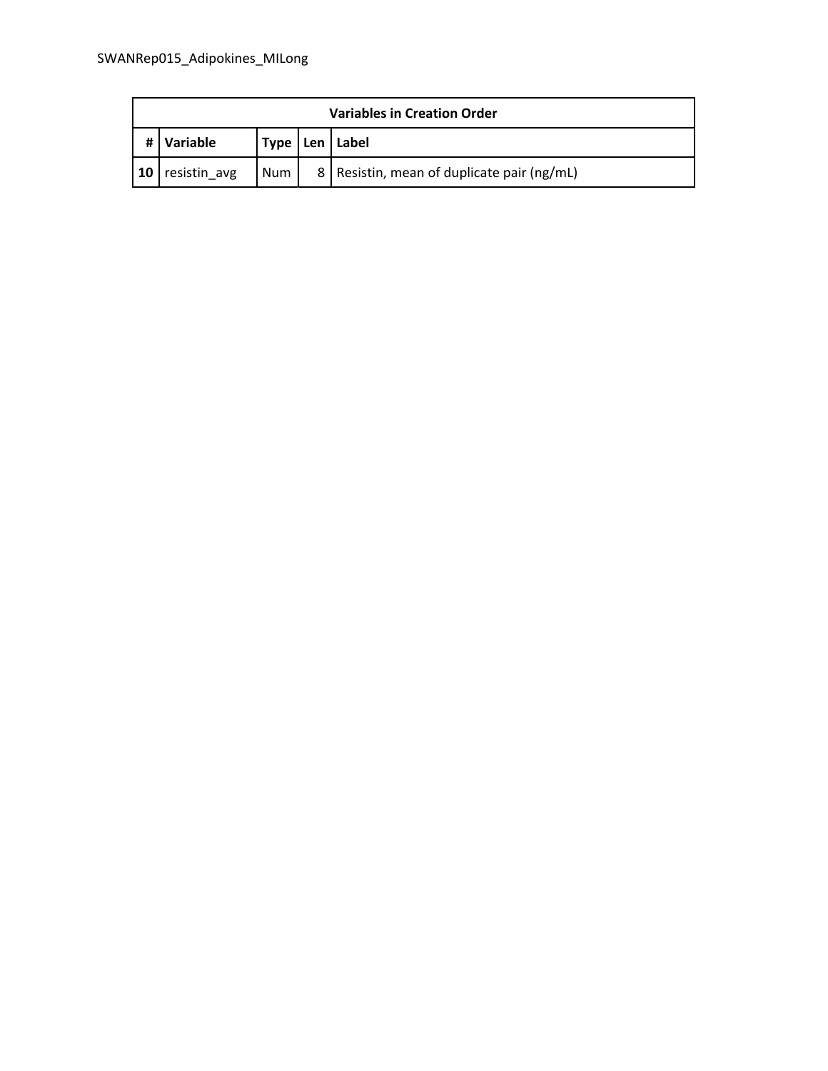| Variables in Creation Order | | | | |
|---|---|---|---|---|
| **#** | **Variable** | **Type** | **Len** | **Label** |
| **10** | resistin_avg | Num | 8 | Resistin, mean of duplicate pair (ng/mL) |